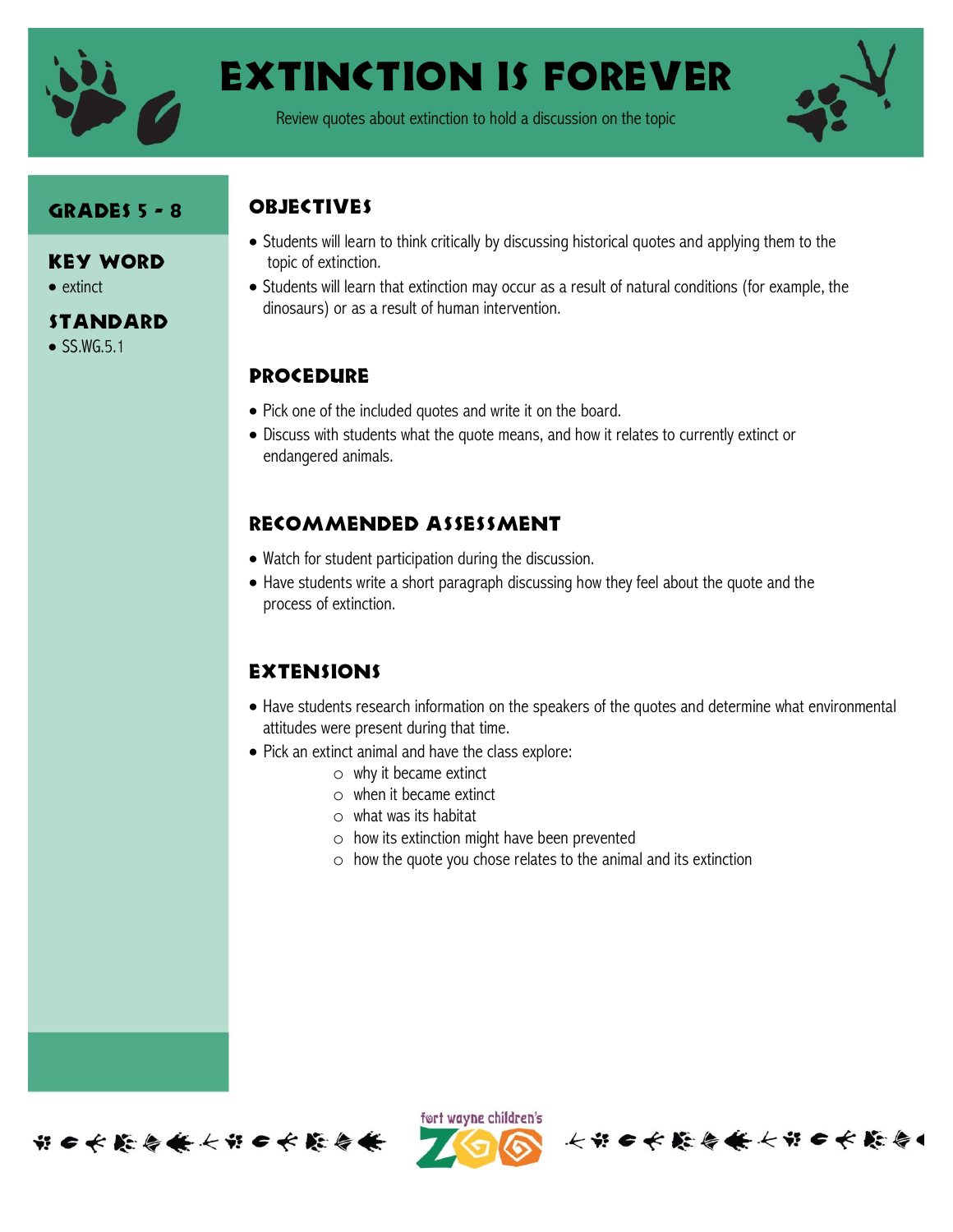# Extinction is Forever

Review quotes about extinction to hold a discussion on the topic

## Grades 5 - 8

### Key Word

- extinct

### Standard

- SS.WG.5.1

## Objectives

- Students will learn to think critically by discussing historical quotes and applying them to the topic of extinction.
- Students will learn that extinction may occur as a result of natural conditions (for example, the dinosaurs) or as a result of human intervention.

## Procedure

- Pick one of the included quotes and write it on the board.
- Discuss with students what the quote means, and how it relates to currently extinct or endangered animals.

## Recommended Assessment

- Watch for student participation during the discussion.
- Have students write a short paragraph discussing how they feel about the quote and the process of extinction.

## Extensions

- Have students research information on the speakers of the quotes and determine what environmental attitudes were present during that time.
- Pick an extinct animal and have the class explore:
  - why it became extinct
  - when it became extinct
  - what was its habitat
  - how its extinction might have been prevented
  - how the quote you chose relates to the animal and its extinction

fort wayne children's ZOO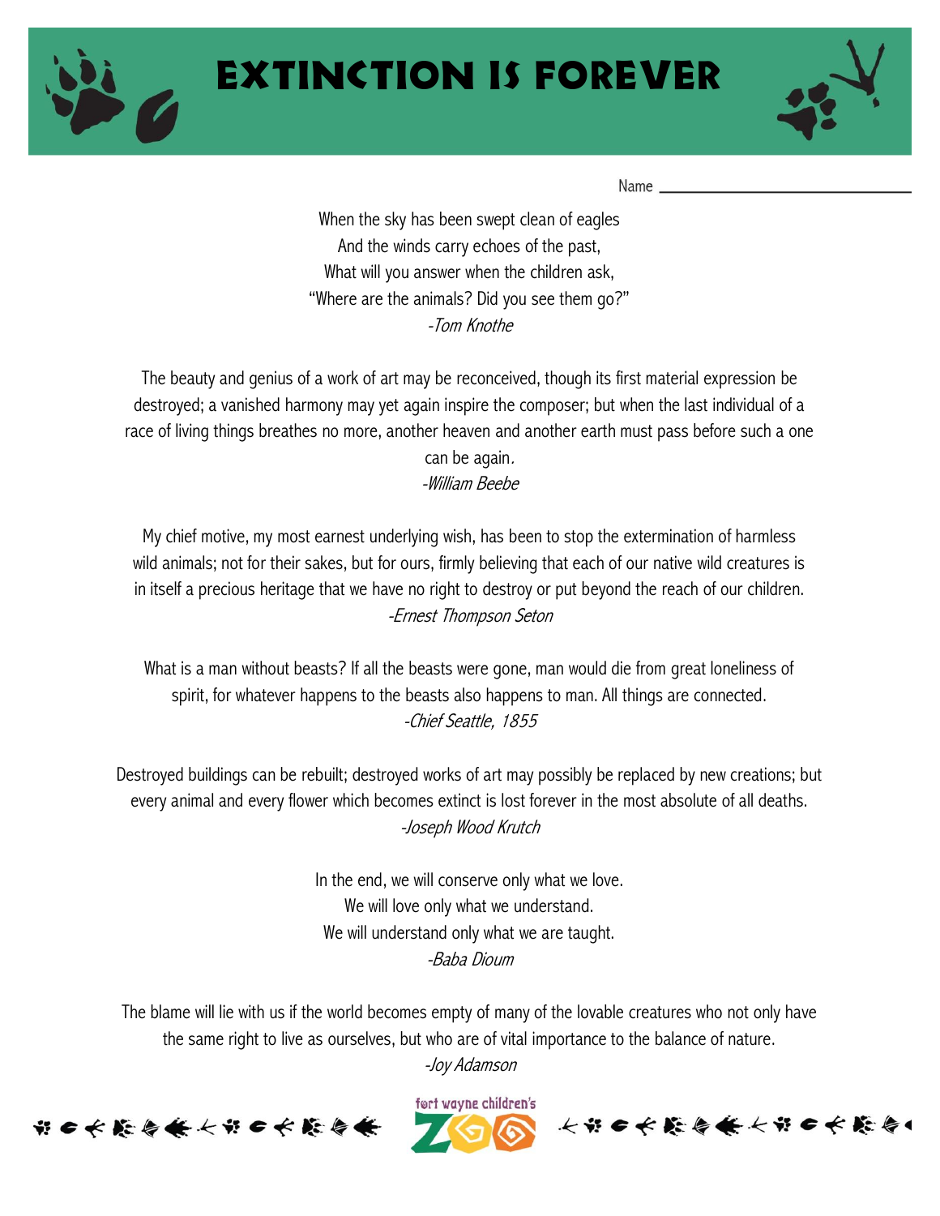# Extinction is Forever

Name ______________________________

When the sky has been swept clean of eagles
And the winds carry echoes of the past,
What will you answer when the children ask,
"Where are the animals? Did you see them go?"
*-Tom Knothe*

The beauty and genius of a work of art may be reconceived, though its first material expression be destroyed; a vanished harmony may yet again inspire the composer; but when the last individual of a race of living things breathes no more, another heaven and another earth must pass before such a one can be again.
*-William Beebe*

My chief motive, my most earnest underlying wish, has been to stop the extermination of harmless wild animals; not for their sakes, but for ours, firmly believing that each of our native wild creatures is in itself a precious heritage that we have no right to destroy or put beyond the reach of our children.
*-Ernest Thompson Seton*

What is a man without beasts? If all the beasts were gone, man would die from great loneliness of spirit, for whatever happens to the beasts also happens to man. All things are connected.
*-Chief Seattle, 1855*

Destroyed buildings can be rebuilt; destroyed works of art may possibly be replaced by new creations; but every animal and every flower which becomes extinct is lost forever in the most absolute of all deaths.
*-Joseph Wood Krutch*

In the end, we will conserve only what we love.
We will love only what we understand.
We will understand only what we are taught.
*-Baba Dioum*

The blame will lie with us if the world becomes empty of many of the lovable creatures who not only have the same right to live as ourselves, but who are of vital importance to the balance of nature.
*-Joy Adamson*

fort wayne children's ZOO